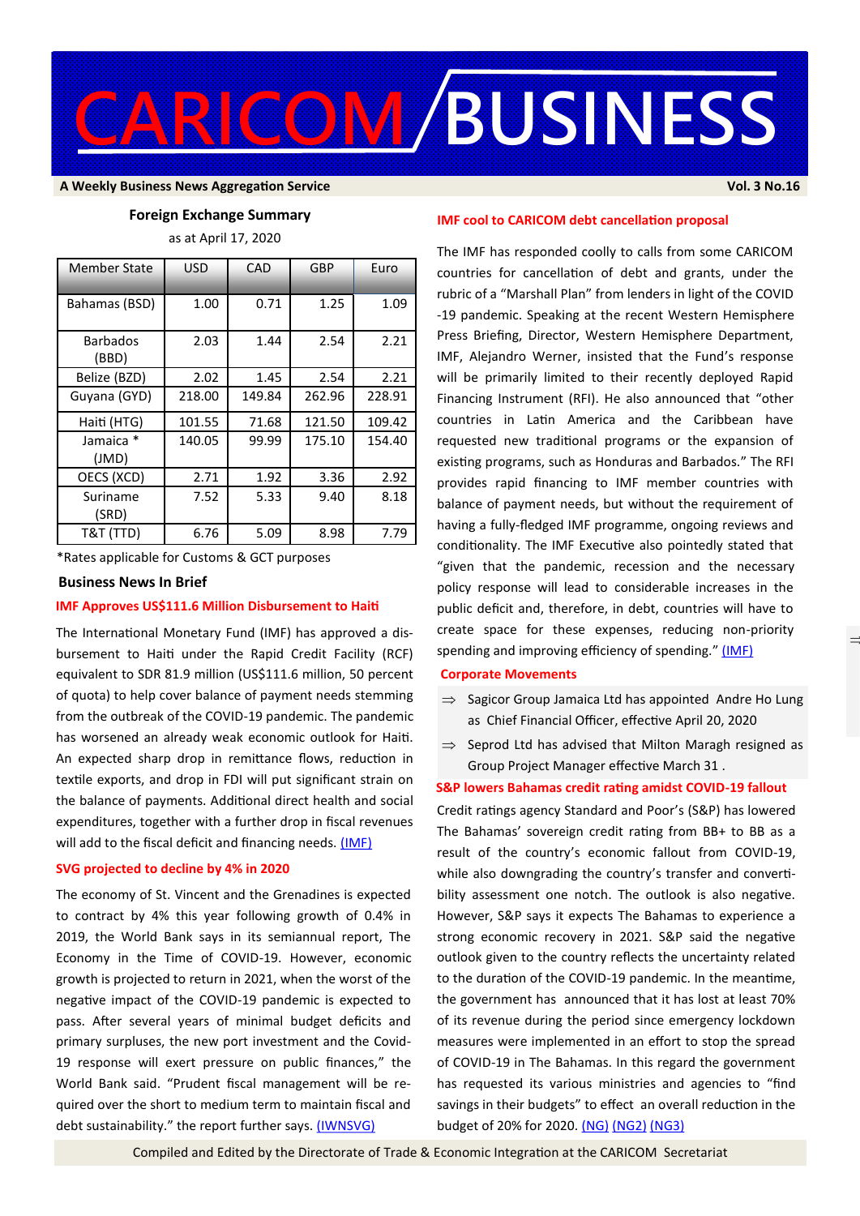# CARICOM/BUSINESS

**A Weekly Business News Aggregation Service** **Vol. 3 No.16**

## Foreign Exchange Summary

as at April 17, 2020

| Member State | USD | CAD | GBP | Euro |
|---|---|---|---|---|
| Bahamas (BSD) | 1.00 | 0.71 | 1.25 | 1.09 |
| Barbados (BBD) | 2.03 | 1.44 | 2.54 | 2.21 |
| Belize (BZD) | 2.02 | 1.45 | 2.54 | 2.21 |
| Guyana (GYD) | 218.00 | 149.84 | 262.96 | 228.91 |
| Haiti (HTG) | 101.55 | 71.68 | 121.50 | 109.42 |
| Jamaica * (JMD) | 140.05 | 99.99 | 175.10 | 154.40 |
| OECS (XCD) | 2.71 | 1.92 | 3.36 | 2.92 |
| Suriname (SRD) | 7.52 | 5.33 | 9.40 | 8.18 |
| T&T (TTD) | 6.76 | 5.09 | 8.98 | 7.79 |

*Rates applicable for Customs & GCT purposes

## Business News In Brief

### IMF Approves US$111.6 Million Disbursement to Haiti

The International Monetary Fund (IMF) has approved a disbursement to Haiti under the Rapid Credit Facility (RCF) equivalent to SDR 81.9 million (US$111.6 million, 50 percent of quota) to help cover balance of payment needs stemming from the outbreak of the COVID-19 pandemic. The pandemic has worsened an already weak economic outlook for Haiti. An expected sharp drop in remittance flows, reduction in textile exports, and drop in FDI will put significant strain on the balance of payments. Additional direct health and social expenditures, together with a further drop in fiscal revenues will add to the fiscal deficit and financing needs. (IMF)

### SVG projected to decline by 4% in 2020

The economy of St. Vincent and the Grenadines is expected to contract by 4% this year following growth of 0.4% in 2019, the World Bank says in its semiannual report, The Economy in the Time of COVID-19. However, economic growth is projected to return in 2021, when the worst of the negative impact of the COVID-19 pandemic is expected to pass. After several years of minimal budget deficits and primary surpluses, the new port investment and the Covid-19 response will exert pressure on public finances," the World Bank said. "Prudent fiscal management will be required over the short to medium term to maintain fiscal and debt sustainability." the report further says. (IWNSVG)

### IMF cool to CARICOM debt cancellation proposal

The IMF has responded coolly to calls from some CARICOM countries for cancellation of debt and grants, under the rubric of a "Marshall Plan" from lenders in light of the COVID-19 pandemic. Speaking at the recent Western Hemisphere Press Briefing, Director, Western Hemisphere Department, IMF, Alejandro Werner, insisted that the Fund's response will be primarily limited to their recently deployed Rapid Financing Instrument (RFI). He also announced that "other countries in Latin America and the Caribbean have requested new traditional programs or the expansion of existing programs, such as Honduras and Barbados." The RFI provides rapid financing to IMF member countries with balance of payment needs, but without the requirement of having a fully-fledged IMF programme, ongoing reviews and conditionality. The IMF Executive also pointedly stated that "given that the pandemic, recession and the necessary policy response will lead to considerable increases in the public deficit and, therefore, in debt, countries will have to create space for these expenses, reducing non-priority spending and improving efficiency of spending." (IMF)

### Corporate Movements

- Sagicor Group Jamaica Ltd has appointed Andre Ho Lung as Chief Financial Officer, effective April 20, 2020
- Seprod Ltd has advised that Milton Maragh resigned as Group Project Manager effective March 31 .

### S&P lowers Bahamas credit rating amidst COVID-19 fallout

Credit ratings agency Standard and Poor's (S&P) has lowered The Bahamas' sovereign credit rating from BB+ to BB as a result of the country's economic fallout from COVID-19, while also downgrading the country's transfer and convertibility assessment one notch. The outlook is also negative. However, S&P says it expects The Bahamas to experience a strong economic recovery in 2021. S&P said the negative outlook given to the country reflects the uncertainty related to the duration of the COVID-19 pandemic. In the meantime, the government has announced that it has lost at least 70% of its revenue during the period since emergency lockdown measures were implemented in an effort to stop the spread of COVID-19 in The Bahamas. In this regard the government has requested its various ministries and agencies to "find savings in their budgets" to effect an overall reduction in the budget of 20% for 2020. (NG) (NG2) (NG3)

Compiled and Edited by the Directorate of Trade & Economic Integration at the CARICOM Secretariat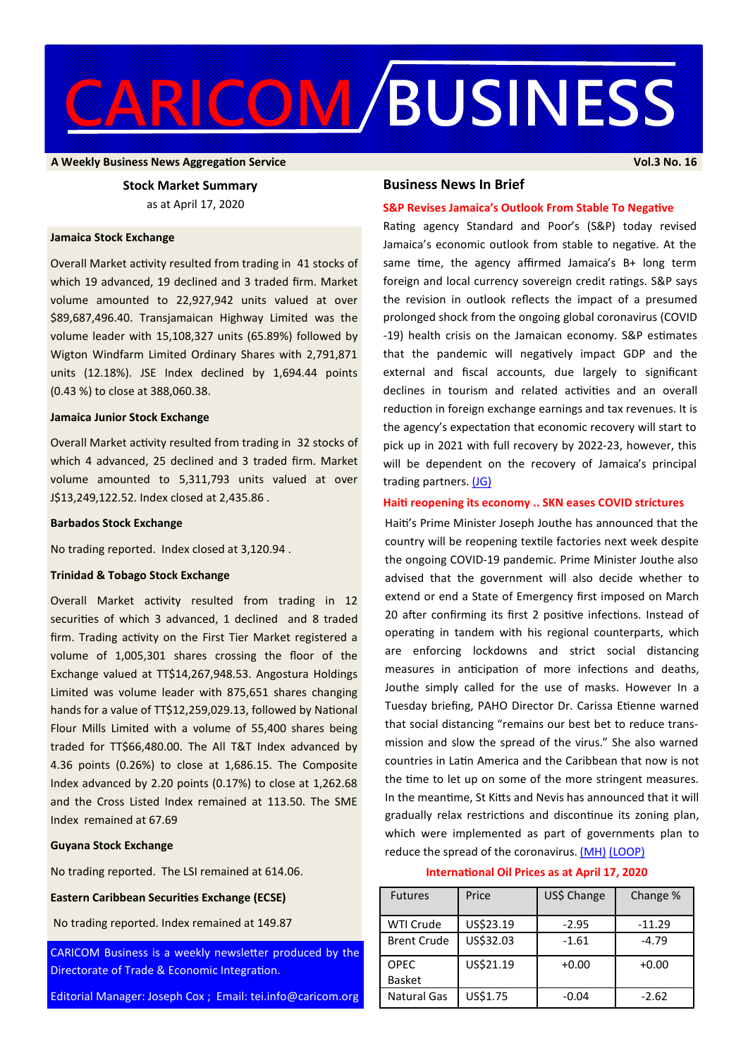# CARICOM/BUSINESS

**A Weekly Business News Aggregation Service** — **Vol.3 No. 16**

## Stock Market Summary

as at April 17, 2020

### Jamaica Stock Exchange

Overall Market activity resulted from trading in 41 stocks of which 19 advanced, 19 declined and 3 traded firm. Market volume amounted to 22,927,942 units valued at over $89,687,496.40. Transjamaican Highway Limited was the volume leader with 15,108,327 units (65.89%) followed by Wigton Windfarm Limited Ordinary Shares with 2,791,871 units (12.18%). JSE Index declined by 1,694.44 points (0.43 %) to close at 388,060.38.

### Jamaica Junior Stock Exchange

Overall Market activity resulted from trading in 32 stocks of which 4 advanced, 25 declined and 3 traded firm. Market volume amounted to 5,311,793 units valued at over J$13,249,122.52. Index closed at 2,435.86 .

### Barbados Stock Exchange

No trading reported. Index closed at 3,120.94 .

### Trinidad & Tobago Stock Exchange

Overall Market activity resulted from trading in 12 securities of which 3 advanced, 1 declined and 8 traded firm. Trading activity on the First Tier Market registered a volume of 1,005,301 shares crossing the floor of the Exchange valued at TT$14,267,948.53. Angostura Holdings Limited was volume leader with 875,651 shares changing hands for a value of TT$12,259,029.13, followed by National Flour Mills Limited with a volume of 55,400 shares being traded for TT$66,480.00. The All T&T Index advanced by 4.36 points (0.26%) to close at 1,686.15. The Composite Index advanced by 2.20 points (0.17%) to close at 1,262.68 and the Cross Listed Index remained at 113.50. The SME Index remained at 67.69

### Guyana Stock Exchange

No trading reported. The LSI remained at 614.06.

### Eastern Caribbean Securities Exchange (ECSE)

No trading reported. Index remained at 149.87

CARICOM Business is a weekly newsletter produced by the Directorate of Trade & Economic Integration.

Editorial Manager: Joseph Cox ; Email: tei.info@caricom.org

## Business News In Brief

### S&P Revises Jamaica's Outlook From Stable To Negative

Rating agency Standard and Poor's (S&P) today revised Jamaica's economic outlook from stable to negative. At the same time, the agency affirmed Jamaica's B+ long term foreign and local currency sovereign credit ratings. S&P says the revision in outlook reflects the impact of a presumed prolonged shock from the ongoing global coronavirus (COVID-19) health crisis on the Jamaican economy. S&P estimates that the pandemic will negatively impact GDP and the external and fiscal accounts, due largely to significant declines in tourism and related activities and an overall reduction in foreign exchange earnings and tax revenues. It is the agency's expectation that economic recovery will start to pick up in 2021 with full recovery by 2022-23, however, this will be dependent on the recovery of Jamaica's principal trading partners. (JG)

### Haiti reopening its economy .. SKN eases COVID strictures

Haiti's Prime Minister Joseph Jouthe has announced that the country will be reopening textile factories next week despite the ongoing COVID-19 pandemic. Prime Minister Jouthe also advised that the government will also decide whether to extend or end a State of Emergency first imposed on March 20 after confirming its first 2 positive infections. Instead of operating in tandem with his regional counterparts, which are enforcing lockdowns and strict social distancing measures in anticipation of more infections and deaths, Jouthe simply called for the use of masks. However In a Tuesday briefing, PAHO Director Dr. Carissa Etienne warned that social distancing "remains our best bet to reduce transmission and slow the spread of the virus." She also warned countries in Latin America and the Caribbean that now is not the time to let up on some of the more stringent measures. In the meantime, St Kitts and Nevis has announced that it will gradually relax restrictions and discontinue its zoning plan, which were implemented as part of governments plan to reduce the spread of the coronavirus. (MH) (LOOP)

### International Oil Prices as at April 17, 2020

| Futures | Price | US$ Change | Change % |
|---|---|---|---|
| WTI Crude | US$23.19 | -2.95 | -11.29 |
| Brent Crude | US$32.03 | -1.61 | -4.79 |
| OPEC Basket | US$21.19 | +0.00 | +0.00 |
| Natural Gas | US$1.75 | -0.04 | -2.62 |